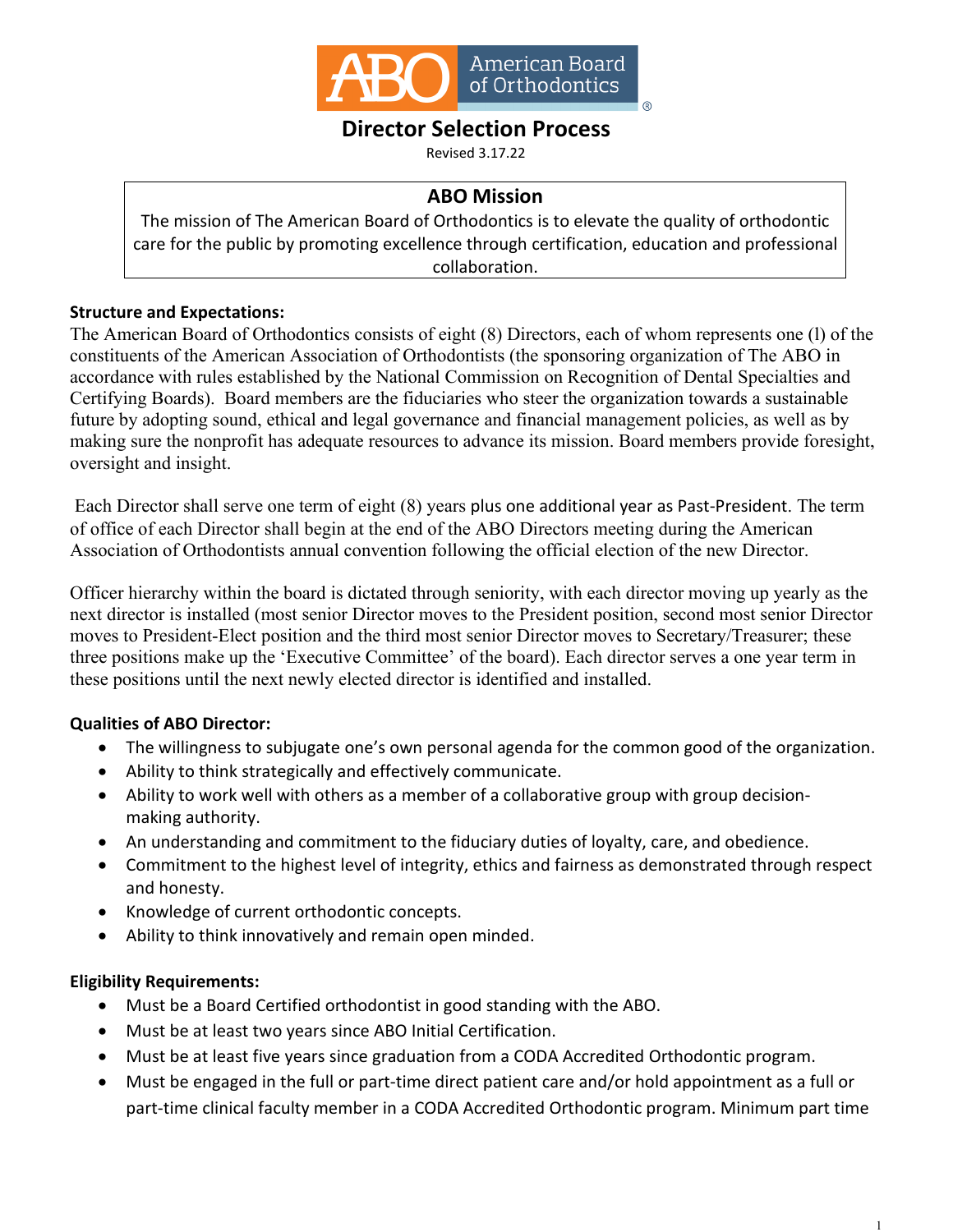# Director Selection Process

Revised 3.17.22

## ABO Mission

The mission of The American Board of Orthodontics is to elevate the quality of orthodontic care for the public by promoting excellence through certification, education and professional collaboration.

**Structure and Expectations:**

The American Board of Orthodontics consists of eight (8) Directors, each of whom represents one (l) of the constituents of the American Association of Orthodontists (the sponsoring organization of The ABO in accordance with rules established by the National Commission on Recognition of Dental Specialties and Certifying Boards). Board members are the fiduciaries who steer the organization towards a sustainable future by adopting sound, ethical and legal governance and financial management policies, as well as by making sure the nonprofit has adequate resources to advance its mission. Board members provide foresight, oversight and insight.

Each Director shall serve one term of eight (8) years plus one additional year as Past-President. The term of office of each Director shall begin at the end of the ABO Directors meeting during the American Association of Orthodontists annual convention following the official election of the new Director.

Officer hierarchy within the board is dictated through seniority, with each director moving up yearly as the next director is installed (most senior Director moves to the President position, second most senior Director moves to President-Elect position and the third most senior Director moves to Secretary/Treasurer; these three positions make up the 'Executive Committee' of the board). Each director serves a one year term in these positions until the next newly elected director is identified and installed.

**Qualities of ABO Director:**

- The willingness to subjugate one's own personal agenda for the common good of the organization.
- Ability to think strategically and effectively communicate.
- Ability to work well with others as a member of a collaborative group with group decision-making authority.
- An understanding and commitment to the fiduciary duties of loyalty, care, and obedience.
- Commitment to the highest level of integrity, ethics and fairness as demonstrated through respect and honesty.
- Knowledge of current orthodontic concepts.
- Ability to think innovatively and remain open minded.

**Eligibility Requirements:**

- Must be a Board Certified orthodontist in good standing with the ABO.
- Must be at least two years since ABO Initial Certification.
- Must be at least five years since graduation from a CODA Accredited Orthodontic program.
- Must be engaged in the full or part-time direct patient care and/or hold appointment as a full or part-time clinical faculty member in a CODA Accredited Orthodontic program. Minimum part time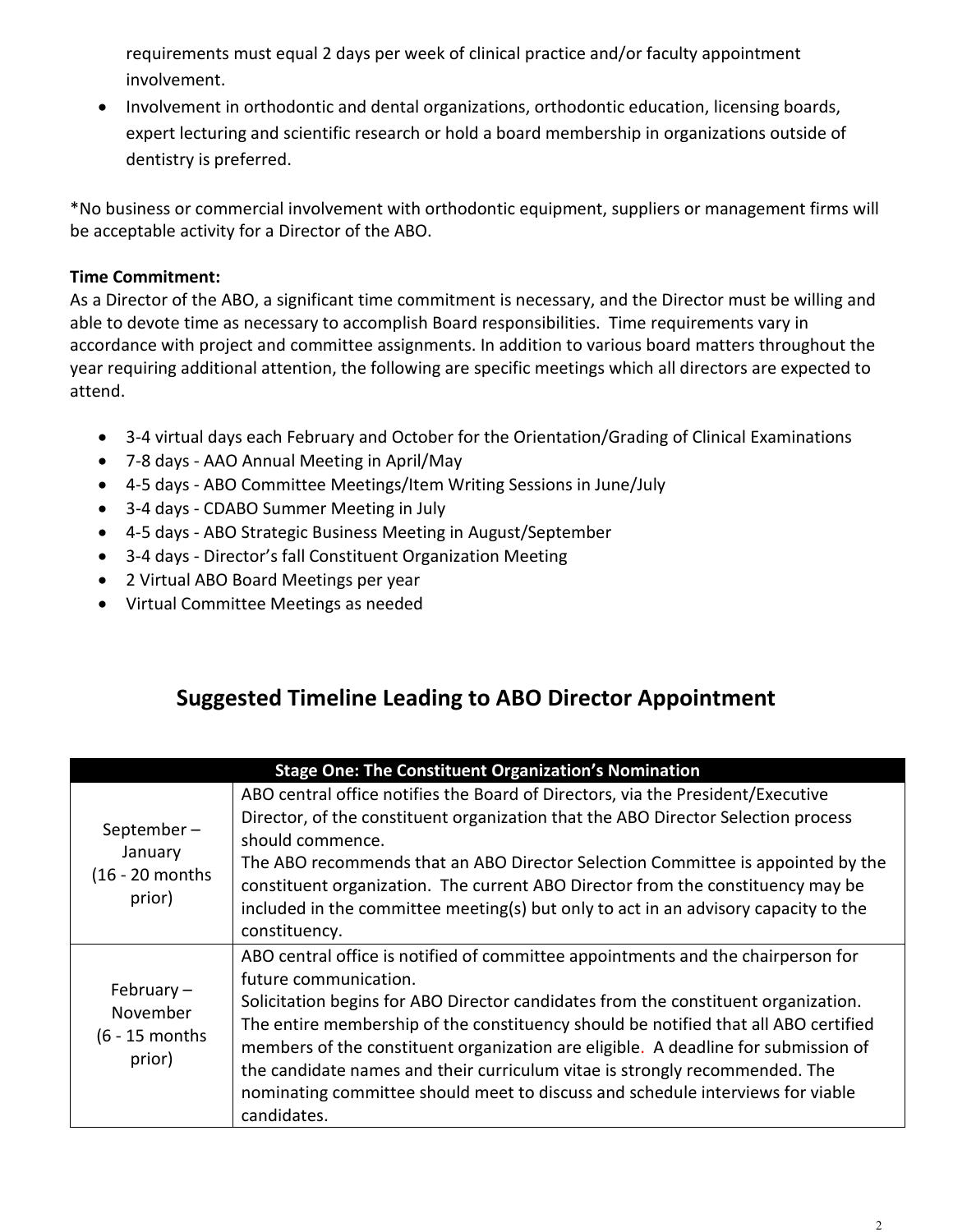requirements must equal 2 days per week of clinical practice and/or faculty appointment involvement.

- Involvement in orthodontic and dental organizations, orthodontic education, licensing boards, expert lecturing and scientific research or hold a board membership in organizations outside of dentistry is preferred.

*No business or commercial involvement with orthodontic equipment, suppliers or management firms will be acceptable activity for a Director of the ABO.

**Time Commitment:**
As a Director of the ABO, a significant time commitment is necessary, and the Director must be willing and able to devote time as necessary to accomplish Board responsibilities. Time requirements vary in accordance with project and committee assignments. In addition to various board matters throughout the year requiring additional attention, the following are specific meetings which all directors are expected to attend.

- 3-4 virtual days each February and October for the Orientation/Grading of Clinical Examinations
- 7-8 days - AAO Annual Meeting in April/May
- 4-5 days - ABO Committee Meetings/Item Writing Sessions in June/July
- 3-4 days - CDABO Summer Meeting in July
- 4-5 days - ABO Strategic Business Meeting in August/September
- 3-4 days - Director's fall Constituent Organization Meeting
- 2 Virtual ABO Board Meetings per year
- Virtual Committee Meetings as needed

## Suggested Timeline Leading to ABO Director Appointment

| Stage One: The Constituent Organization's Nomination | |
|---|---|
| September – January (16 - 20 months prior) | ABO central office notifies the Board of Directors, via the President/Executive Director, of the constituent organization that the ABO Director Selection process should commence.<br>The ABO recommends that an ABO Director Selection Committee is appointed by the constituent organization. The current ABO Director from the constituency may be included in the committee meeting(s) but only to act in an advisory capacity to the constituency. |
| February – November (6 - 15 months prior) | ABO central office is notified of committee appointments and the chairperson for future communication.<br>Solicitation begins for ABO Director candidates from the constituent organization. The entire membership of the constituency should be notified that all ABO certified members of the constituent organization are eligible. A deadline for submission of the candidate names and their curriculum vitae is strongly recommended. The nominating committee should meet to discuss and schedule interviews for viable candidates. |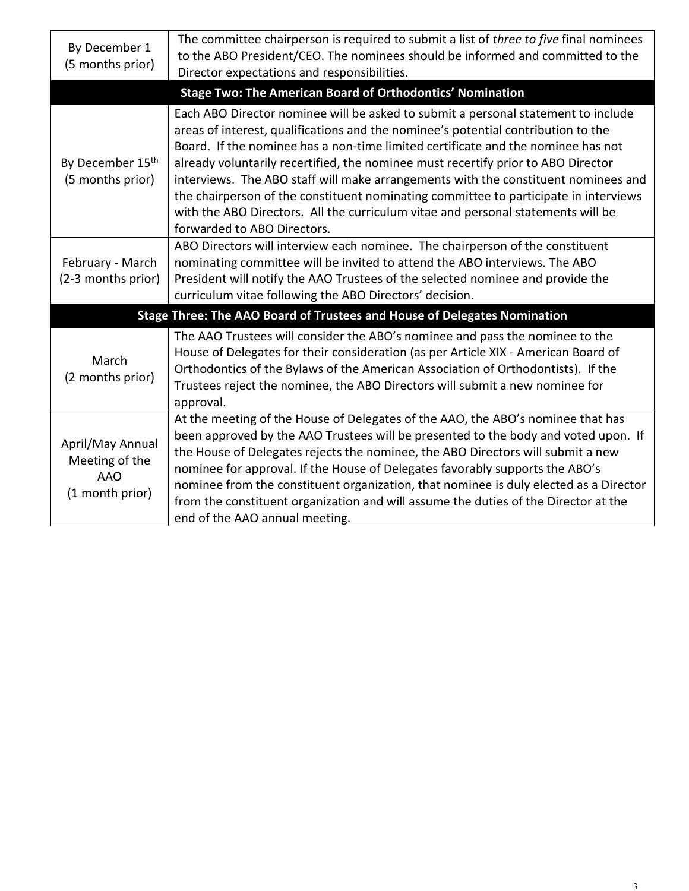| | |
|---|---|
| By December 1 (5 months prior) | The committee chairperson is required to submit a list of *three to five* final nominees to the ABO President/CEO. The nominees should be informed and committed to the Director expectations and responsibilities. |
| **Stage Two: The American Board of Orthodontics' Nomination** | |
| By December 15th (5 months prior) | Each ABO Director nominee will be asked to submit a personal statement to include areas of interest, qualifications and the nominee's potential contribution to the Board. If the nominee has a non-time limited certificate and the nominee has not already voluntarily recertified, the nominee must recertify prior to ABO Director interviews. The ABO staff will make arrangements with the constituent nominees and the chairperson of the constituent nominating committee to participate in interviews with the ABO Directors. All the curriculum vitae and personal statements will be forwarded to ABO Directors. |
| February - March (2-3 months prior) | ABO Directors will interview each nominee. The chairperson of the constituent nominating committee will be invited to attend the ABO interviews. The ABO President will notify the AAO Trustees of the selected nominee and provide the curriculum vitae following the ABO Directors' decision. |
| **Stage Three: The AAO Board of Trustees and House of Delegates Nomination** | |
| March (2 months prior) | The AAO Trustees will consider the ABO's nominee and pass the nominee to the House of Delegates for their consideration (as per Article XIX - American Board of Orthodontics of the Bylaws of the American Association of Orthodontists). If the Trustees reject the nominee, the ABO Directors will submit a new nominee for approval. |
| April/May Annual Meeting of the AAO (1 month prior) | At the meeting of the House of Delegates of the AAO, the ABO's nominee that has been approved by the AAO Trustees will be presented to the body and voted upon. If the House of Delegates rejects the nominee, the ABO Directors will submit a new nominee for approval. If the House of Delegates favorably supports the ABO's nominee from the constituent organization, that nominee is duly elected as a Director from the constituent organization and will assume the duties of the Director at the end of the AAO annual meeting. |